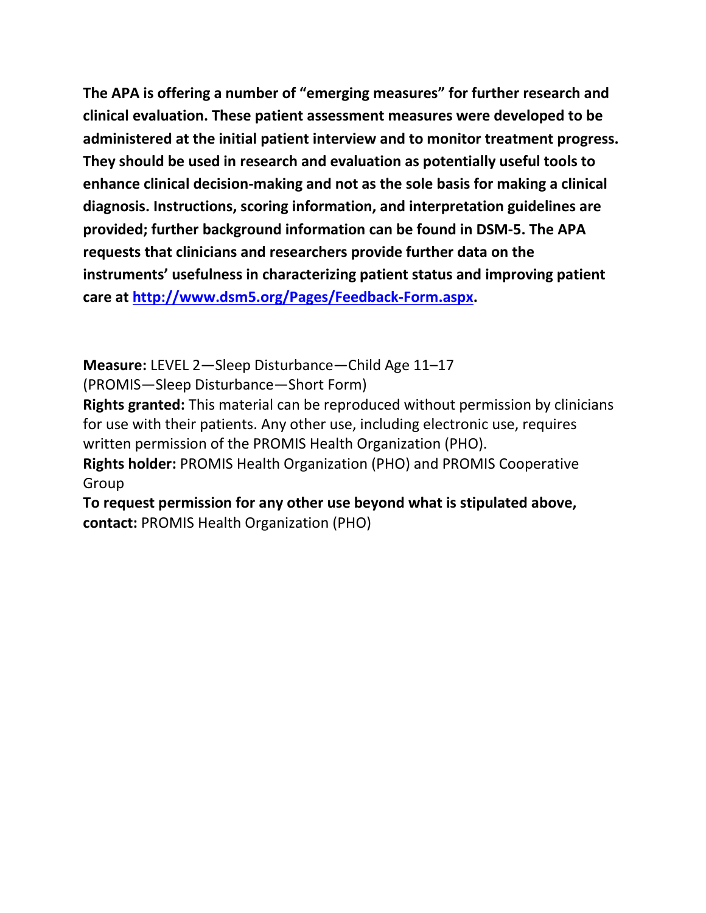**The APA is offering a number of "emerging measures" for further research and clinical evaluation. These patient assessment measures were developed to be administered at the initial patient interview and to monitor treatment progress. They should be used in research and evaluation as potentially useful tools to enhance clinical decision-making and not as the sole basis for making a clinical diagnosis. Instructions, scoring information, and interpretation guidelines are provided; further background information can be found in DSM-5. The APA requests that clinicians and researchers provide further data on the instruments' usefulness in characterizing patient status and improving patient care at [http://www.dsm5.org/Pages/Feedback-Form.aspx](http://www.dsm5.org/Pages/Feedback-Form.aspx).**

**Measure:** LEVEL 2—Sleep Disturbance—Child Age 11–17 (PROMIS—Sleep Disturbance—Short Form)

**Rights granted:** This material can be reproduced without permission by clinicians for use with their patients. Any other use, including electronic use, requires written permission of the PROMIS Health Organization (PHO).

**Rights holder:** PROMIS Health Organization (PHO) and PROMIS Cooperative Group

**To request permission for any other use beyond what is stipulated above, contact:** PROMIS Health Organization (PHO)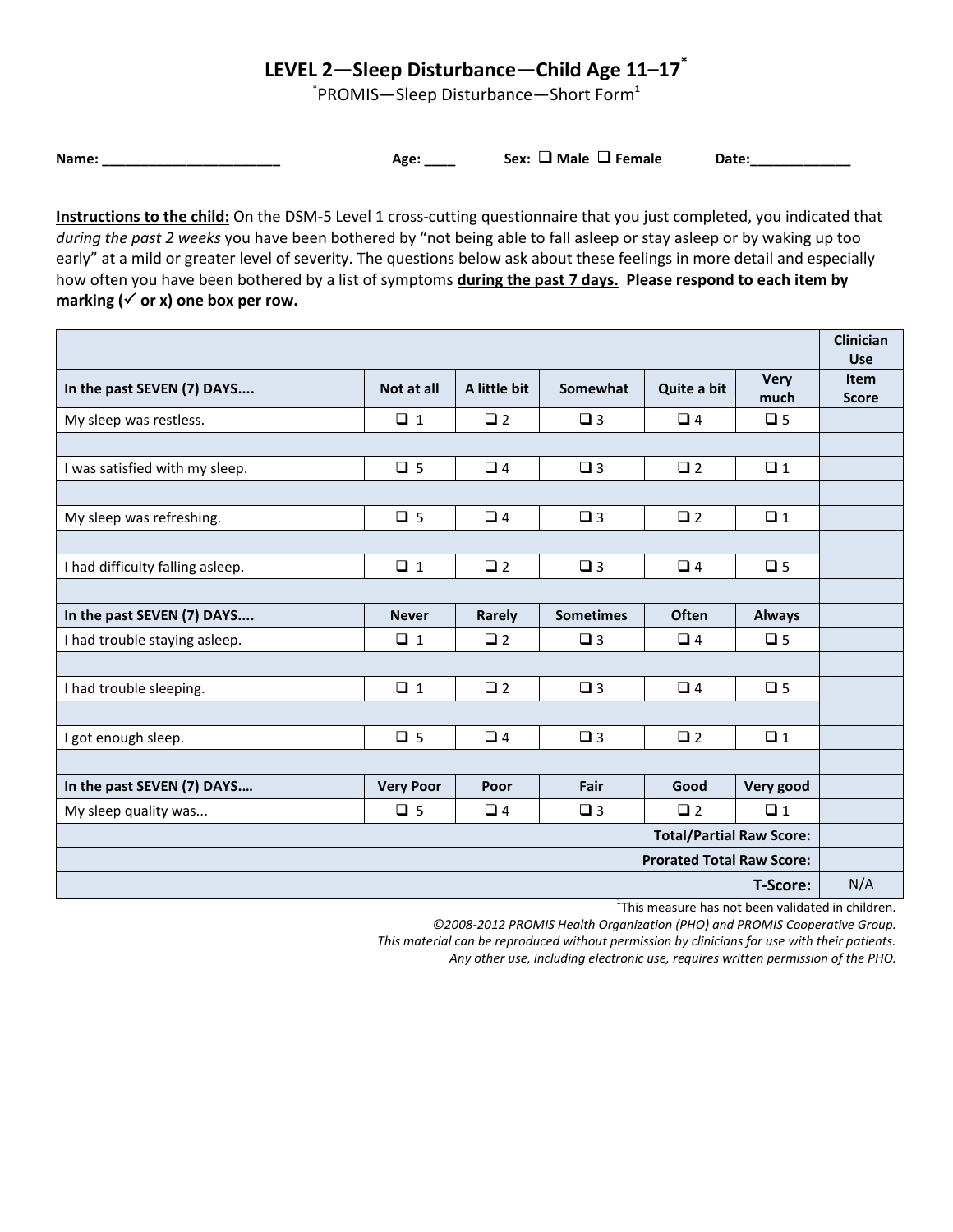# LEVEL 2—Sleep Disturbance—Child Age 11–17*

*PROMIS—Sleep Disturbance—Short Form[1]

**Name:** _______________________ **Age:** ____ **Sex:** ❑ **Male** ❑ **Female** **Date:**_____________

**Instructions to the child:** On the DSM-5 Level 1 cross-cutting questionnaire that you just completed, you indicated that *during the past 2 weeks* you have been bothered by "not being able to fall asleep or stay asleep or by waking up too early" at a mild or greater level of severity. The questions below ask about these feelings in more detail and especially how often you have been bothered by a list of symptoms **during the past 7 days. Please respond to each item by marking (✓ or x) one box per row.**

| | | | | | | Clinician Use |
|---|---|---|---|---|---|---|
| **In the past SEVEN (7) DAYS....** | **Not at all** | **A little bit** | **Somewhat** | **Quite a bit** | **Very much** | **Item Score** |
| My sleep was restless. | ❑ 1 | ❑ 2 | ❑ 3 | ❑ 4 | ❑ 5 | |
| | | | | | | |
| I was satisfied with my sleep. | ❑ 5 | ❑ 4 | ❑ 3 | ❑ 2 | ❑ 1 | |
| | | | | | | |
| My sleep was refreshing. | ❑ 5 | ❑ 4 | ❑ 3 | ❑ 2 | ❑ 1 | |
| | | | | | | |
| I had difficulty falling asleep. | ❑ 1 | ❑ 2 | ❑ 3 | ❑ 4 | ❑ 5 | |
| | | | | | | |
| **In the past SEVEN (7) DAYS....** | **Never** | **Rarely** | **Sometimes** | **Often** | **Always** | |
| I had trouble staying asleep. | ❑ 1 | ❑ 2 | ❑ 3 | ❑ 4 | ❑ 5 | |
| | | | | | | |
| I had trouble sleeping. | ❑ 1 | ❑ 2 | ❑ 3 | ❑ 4 | ❑ 5 | |
| | | | | | | |
| I got enough sleep. | ❑ 5 | ❑ 4 | ❑ 3 | ❑ 2 | ❑ 1 | |
| | | | | | | |
| **In the past SEVEN (7) DAYS....** | **Very Poor** | **Poor** | **Fair** | **Good** | **Very good** | |
| My sleep quality was... | ❑ 5 | ❑ 4 | ❑ 3 | ❑ 2 | ❑ 1 | |
| | | | | | **Total/Partial Raw Score:** | |
| | | | | | **Prorated Total Raw Score:** | |
| | | | | | **T-Score:** | N/A |

[1]This measure has not been validated in children.

*©2008-2012 PROMIS Health Organization (PHO) and PROMIS Cooperative Group.*
*This material can be reproduced without permission by clinicians for use with their patients.*
*Any other use, including electronic use, requires written permission of the PHO.*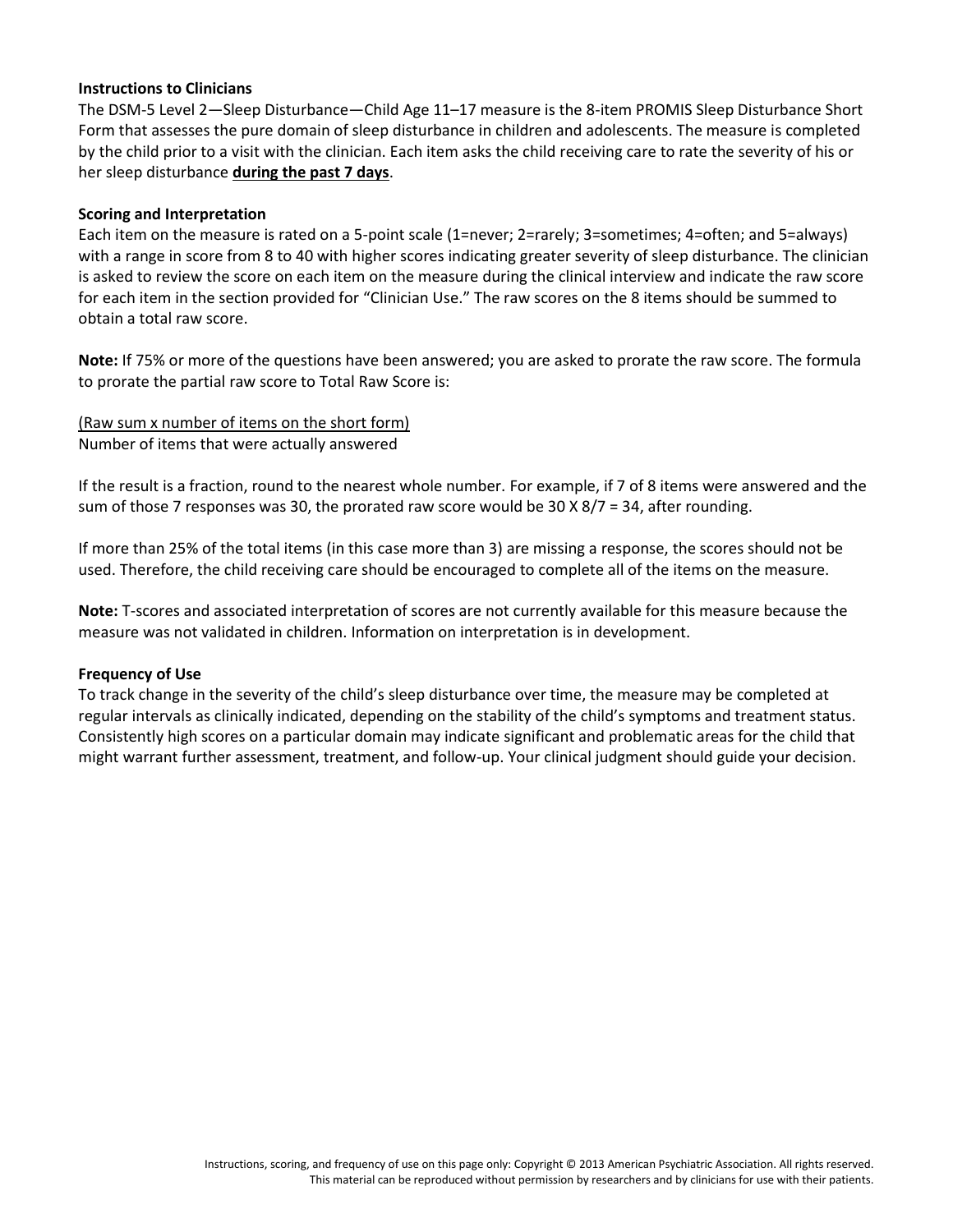**Instructions to Clinicians**

The DSM-5 Level 2—Sleep Disturbance—Child Age 11–17 measure is the 8-item PROMIS Sleep Disturbance Short Form that assesses the pure domain of sleep disturbance in children and adolescents. The measure is completed by the child prior to a visit with the clinician. Each item asks the child receiving care to rate the severity of his or her sleep disturbance **during the past 7 days**.

**Scoring and Interpretation**

Each item on the measure is rated on a 5-point scale (1=never; 2=rarely; 3=sometimes; 4=often; and 5=always) with a range in score from 8 to 40 with higher scores indicating greater severity of sleep disturbance. The clinician is asked to review the score on each item on the measure during the clinical interview and indicate the raw score for each item in the section provided for "Clinician Use." The raw scores on the 8 items should be summed to obtain a total raw score.

**Note:** If 75% or more of the questions have been answered; you are asked to prorate the raw score. The formula to prorate the partial raw score to Total Raw Score is:

$$\frac{\text{Raw sum x number of items on the short form}}{\text{Number of items that were actually answered}}$$

If the result is a fraction, round to the nearest whole number. For example, if 7 of 8 items were answered and the sum of those 7 responses was 30, the prorated raw score would be 30 X 8/7 = 34, after rounding.

If more than 25% of the total items (in this case more than 3) are missing a response, the scores should not be used. Therefore, the child receiving care should be encouraged to complete all of the items on the measure.

**Note:** T-scores and associated interpretation of scores are not currently available for this measure because the measure was not validated in children. Information on interpretation is in development.

**Frequency of Use**

To track change in the severity of the child's sleep disturbance over time, the measure may be completed at regular intervals as clinically indicated, depending on the stability of the child's symptoms and treatment status. Consistently high scores on a particular domain may indicate significant and problematic areas for the child that might warrant further assessment, treatment, and follow-up. Your clinical judgment should guide your decision.

Instructions, scoring, and frequency of use on this page only: Copyright © 2013 American Psychiatric Association. All rights reserved.
This material can be reproduced without permission by researchers and by clinicians for use with their patients.